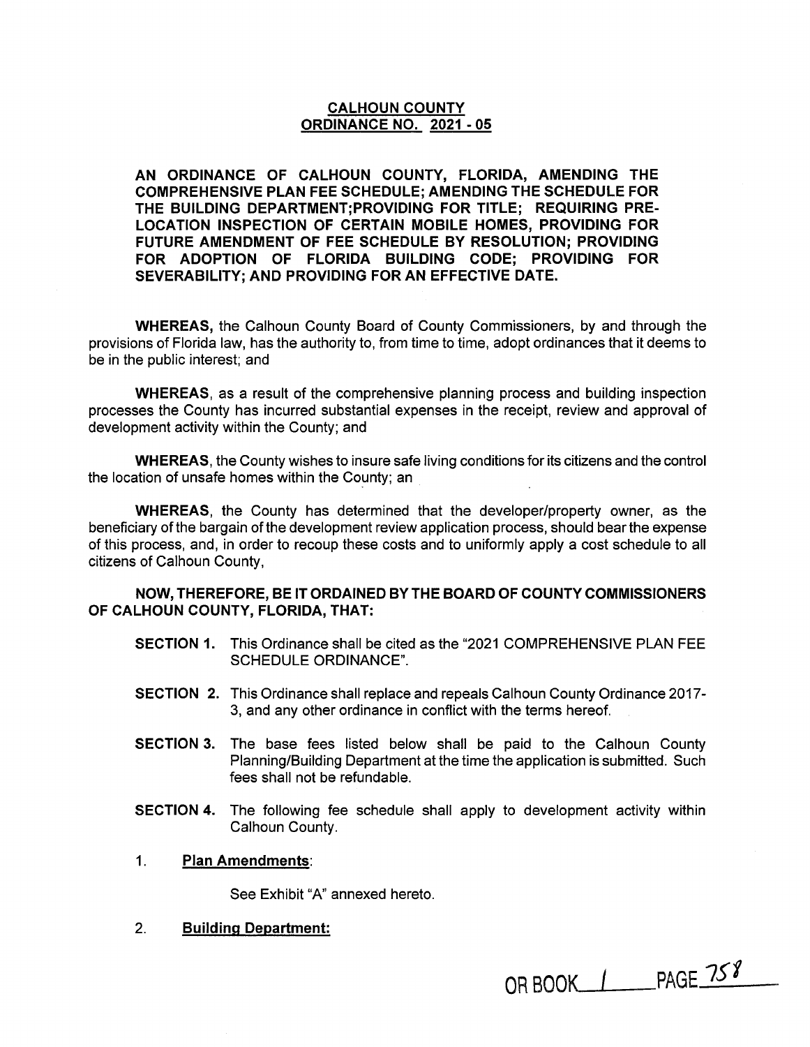# CALHOUN COUNTY
## ORDINANCE NO. 2021 - 05

**AN ORDINANCE OF CALHOUN COUNTY, FLORIDA, AMENDING THE COMPREHENSIVE PLAN FEE SCHEDULE; AMENDING THE SCHEDULE FOR THE BUILDING DEPARTMENT;PROVIDING FOR TITLE; REQUIRING PRE-LOCATION INSPECTION OF CERTAIN MOBILE HOMES, PROVIDING FOR FUTURE AMENDMENT OF FEE SCHEDULE BY RESOLUTION; PROVIDING FOR ADOPTION OF FLORIDA BUILDING CODE; PROVIDING FOR SEVERABILITY; AND PROVIDING FOR AN EFFECTIVE DATE.**

**WHEREAS,** the Calhoun County Board of County Commissioners, by and through the provisions of Florida law, has the authority to, from time to time, adopt ordinances that it deems to be in the public interest; and

**WHEREAS**, as a result of the comprehensive planning process and building inspection processes the County has incurred substantial expenses in the receipt, review and approval of development activity within the County; and

**WHEREAS**, the County wishes to insure safe living conditions for its citizens and the control the location of unsafe homes within the County; an

**WHEREAS**, the County has determined that the developer/property owner, as the beneficiary of the bargain of the development review application process, should bear the expense of this process, and, in order to recoup these costs and to uniformly apply a cost schedule to all citizens of Calhoun County,

**NOW, THEREFORE, BE IT ORDAINED BY THE BOARD OF COUNTY COMMISSIONERS OF CALHOUN COUNTY, FLORIDA, THAT:**

**SECTION 1.** This Ordinance shall be cited as the "2021 COMPREHENSIVE PLAN FEE SCHEDULE ORDINANCE".

**SECTION 2.** This Ordinance shall replace and repeals Calhoun County Ordinance 2017-3, and any other ordinance in conflict with the terms hereof.

**SECTION 3.** The base fees listed below shall be paid to the Calhoun County Planning/Building Department at the time the application is submitted. Such fees shall not be refundable.

**SECTION 4.** The following fee schedule shall apply to development activity within Calhoun County.

1. **Plan Amendments**:

   See Exhibit "A" annexed hereto.

2. **Building Department:**

OR BOOK 1 PAGE 758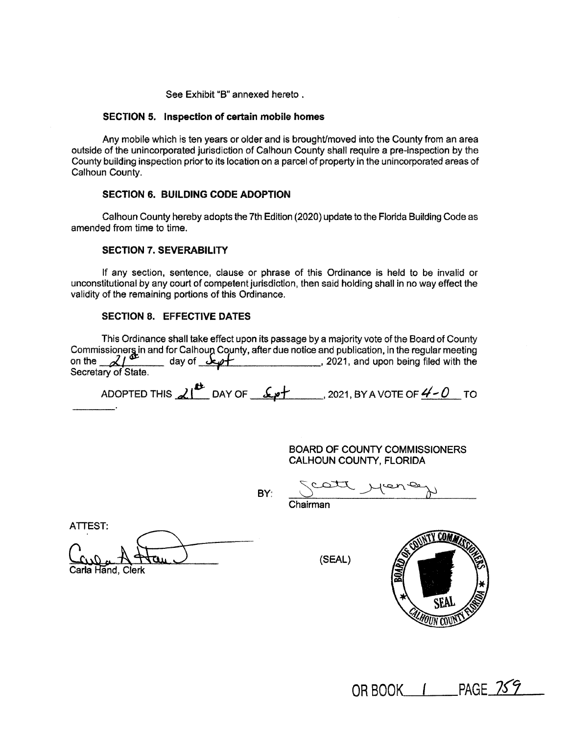See Exhibit "B" annexed hereto .

### SECTION 5. Inspection of certain mobile homes

Any mobile which is ten years or older and is brought/moved into the County from an area outside of the unincorporated jurisdiction of Calhoun County shall require a pre-inspection by the County building inspection prior to its location on a parcel of property in the unincorporated areas of Calhoun County.

### SECTION 6. BUILDING CODE ADOPTION

Calhoun County hereby adopts the 7th Edition (2020) update to the Florida Building Code as amended from time to time.

### SECTION 7. SEVERABILITY

If any section, sentence, clause or phrase of this Ordinance is held to be invalid or unconstitutional by any court of competent jurisdiction, then said holding shall in no way effect the validity of the remaining portions of this Ordinance.

### SECTION 8. EFFECTIVE DATES

This Ordinance shall take effect upon its passage by a majority vote of the Board of County Commissioners in and for Calhoun County, after due notice and publication, in the regular meeting on the 21st day of Sept, 2021, and upon being filed with the Secretary of State.

ADOPTED THIS 21st DAY OF Sept, 2021, BY A VOTE OF 4-0 TO ______.

BOARD OF COUNTY COMMISSIONERS
CALHOUN COUNTY, FLORIDA

BY: Scott Hennig
Chairman

ATTEST:

Carla A Hand
Carla Hand, Clerk

(SEAL)

BOARD OF COUNTY COMMISSIONERS SEAL CALHOUN COUNTY FLORIDA

OR BOOK 1 PAGE 759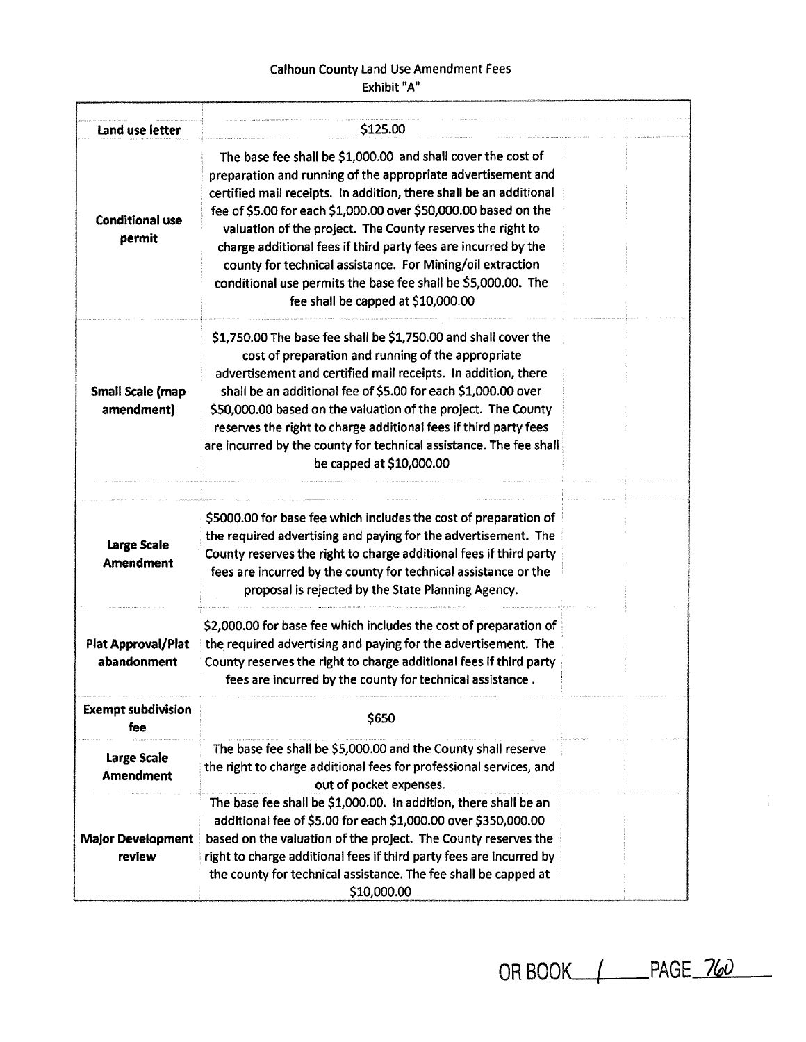Calhoun County Land Use Amendment Fees

Exhibit "A"

| | | |
|---|---|---|
| **Land use letter** | $125.00 | |
| **Conditional use permit** | The base fee shall be $1,000.00 and shall cover the cost of preparation and running of the appropriate advertisement and certified mail receipts. In addition, there shall be an additional fee of $5.00 for each $1,000.00 over $50,000.00 based on the valuation of the project. The County reserves the right to charge additional fees if third party fees are incurred by the county for technical assistance. For Mining/oil extraction conditional use permits the base fee shall be $5,000.00. The fee shall be capped at $10,000.00 | |
| **Small Scale (map amendment)** | $1,750.00 The base fee shall be $1,750.00 and shall cover the cost of preparation and running of the appropriate advertisement and certified mail receipts. In addition, there shall be an additional fee of $5.00 for each $1,000.00 over $50,000.00 based on the valuation of the project. The County reserves the right to charge additional fees if third party fees are incurred by the county for technical assistance. The fee shall be capped at $10,000.00 | |
| **Large Scale Amendment** | $5000.00 for base fee which includes the cost of preparation of the required advertising and paying for the advertisement. The County reserves the right to charge additional fees if third party fees are incurred by the county for technical assistance or the proposal is rejected by the State Planning Agency. | |
| **Plat Approval/Plat abandonment** | $2,000.00 for base fee which includes the cost of preparation of the required advertising and paying for the advertisement. The County reserves the right to charge additional fees if third party fees are incurred by the county for technical assistance . | |
| **Exempt subdivision fee** | $650 | |
| **Large Scale Amendment** | The base fee shall be $5,000.00 and the County shall reserve the right to charge additional fees for professional services, and out of pocket expenses. | |
| **Major Development review** | The base fee shall be $1,000.00. In addition, there shall be an additional fee of $5.00 for each $1,000.00 over $350,000.00 based on the valuation of the project. The County reserves the right to charge additional fees if third party fees are incurred by the county for technical assistance. The fee shall be capped at $10,000.00 | |

OR BOOK 1 PAGE 760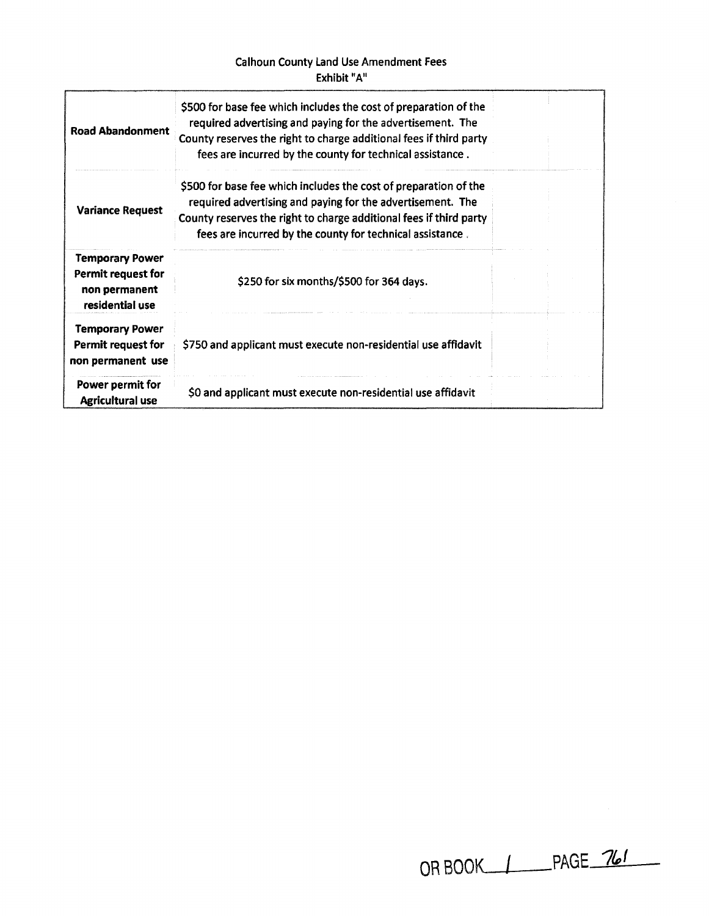Calhoun County Land Use Amendment Fees
Exhibit "A"

| | | |
|---|---|---|
| **Road Abandonment** | $500 for base fee which includes the cost of preparation of the required advertising and paying for the advertisement. The County reserves the right to charge additional fees if third party fees are incurred by the county for technical assistance . | |
| **Variance Request** | $500 for base fee which includes the cost of preparation of the required advertising and paying for the advertisement. The County reserves the right to charge additional fees if third party fees are incurred by the county for technical assistance . | |
| **Temporary Power Permit request for non permanent residential use** | $250 for six months/$500 for 364 days. | |
| **Temporary Power Permit request for non permanent use** | $750 and applicant must execute non-residential use affidavit | |
| **Power permit for Agricultural use** | $0 and applicant must execute non-residential use affidavit | |

OR BOOK 1 PAGE 761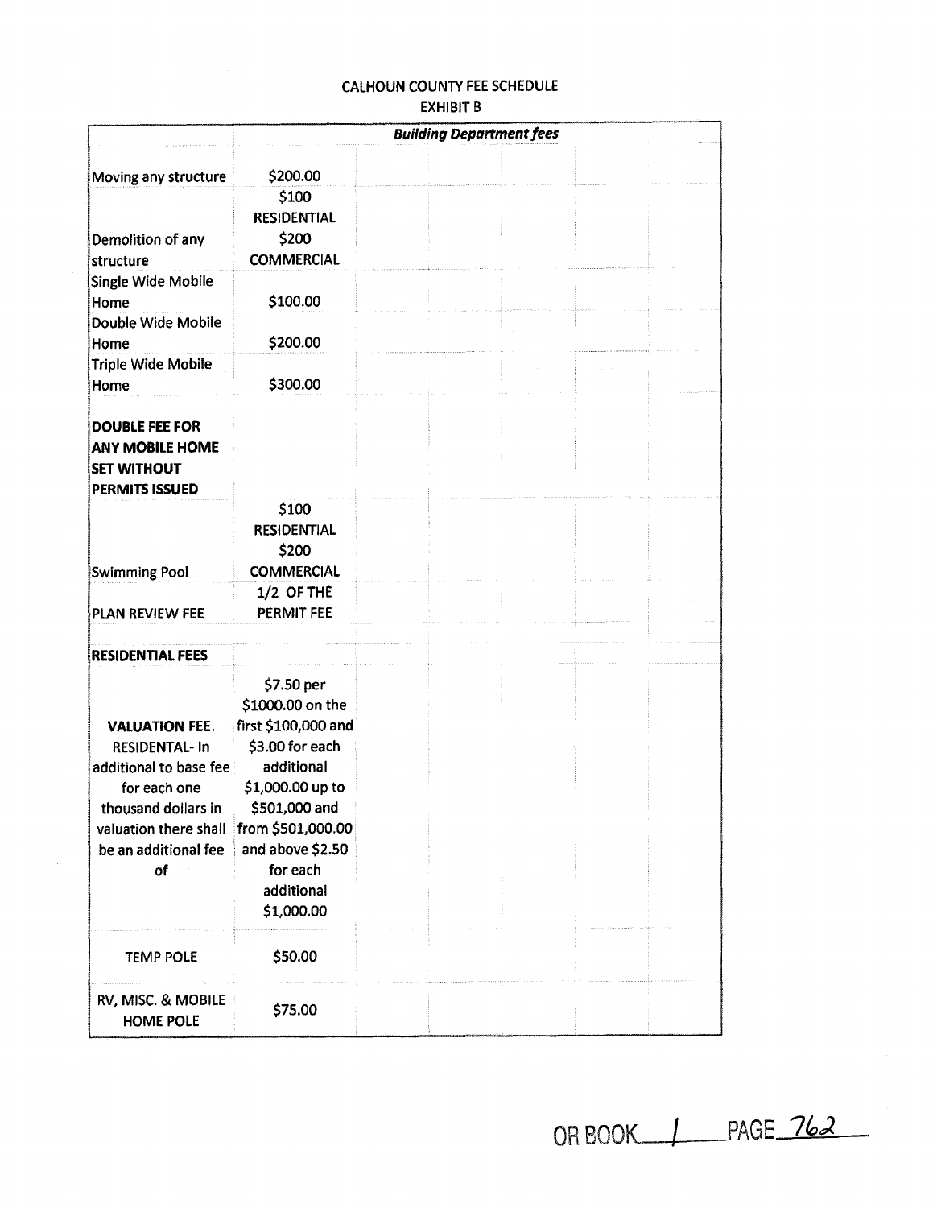CALHOUN COUNTY FEE SCHEDULE
EXHIBIT B

| | *Building Department fees* |
|---|---|
| Moving any structure | $200.00 |
| Demolition of any structure | $100 RESIDENTIAL $200 COMMERCIAL |
| Single Wide Mobile Home | $100.00 |
| Double Wide Mobile Home | $200.00 |
| Triple Wide Mobile Home | $300.00 |
| **DOUBLE FEE FOR ANY MOBILE HOME SET WITHOUT PERMITS ISSUED** | |
| Swimming Pool | $100 RESIDENTIAL $200 COMMERCIAL |
| PLAN REVIEW FEE | 1/2 OF THE PERMIT FEE |
| **RESIDENTIAL FEES** | |
| **VALUATION FEE.** RESIDENTAL- In additional to base fee for each one thousand dollars in valuation there shall be an additional fee of | $7.50 per $1000.00 on the first $100,000 and $3.00 for each additional $1,000.00 up to $501,000 and from $501,000.00 and above $2.50 for each additional $1,000.00 |
| TEMP POLE | $50.00 |
| RV, MISC. & MOBILE HOME POLE | $75.00 |

OR BOOK 1 PAGE 762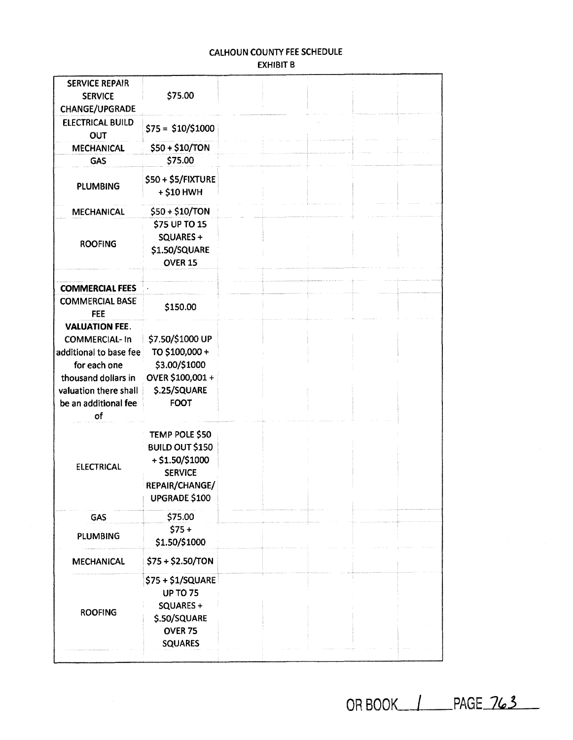CALHOUN COUNTY FEE SCHEDULE
EXHIBIT B

| | |
|---|---|
| SERVICE REPAIR SERVICE CHANGE/UPGRADE | $75.00 |
| ELECTRICAL BUILD OUT | $75 = $10/$1000 |
| MECHANICAL | $50 + $10/TON |
| GAS | $75.00 |
| PLUMBING | $50 + $5/FIXTURE + $10 HWH |
| MECHANICAL | $50 + $10/TON |
| ROOFING | $75 UP TO 15 SQUARES + $1.50/SQUARE OVER 15 |
| | |
| **COMMERCIAL FEES** | |
| COMMERCIAL BASE FEE | $150.00 |
| **VALUATION FEE.** COMMERCIAL- In additional to base fee for each one thousand dollars in valuation there shall be an additional fee of | $7.50/$1000 UP TO $100,000 + $3.00/$1000 OVER $100,001 + $.25/SQUARE FOOT |
| ELECTRICAL | TEMP POLE $50 BUILD OUT $150 + $1.50/$1000 SERVICE REPAIR/CHANGE/ UPGRADE $100 |
| GAS | $75.00 |
| PLUMBING | $75 + $1.50/$1000 |
| MECHANICAL | $75 + $2.50/TON |
| ROOFING | $75 + $1/SQUARE UP TO 75 SQUARES + $.50/SQUARE OVER 75 SQUARES |

OR BOOK 1 PAGE 763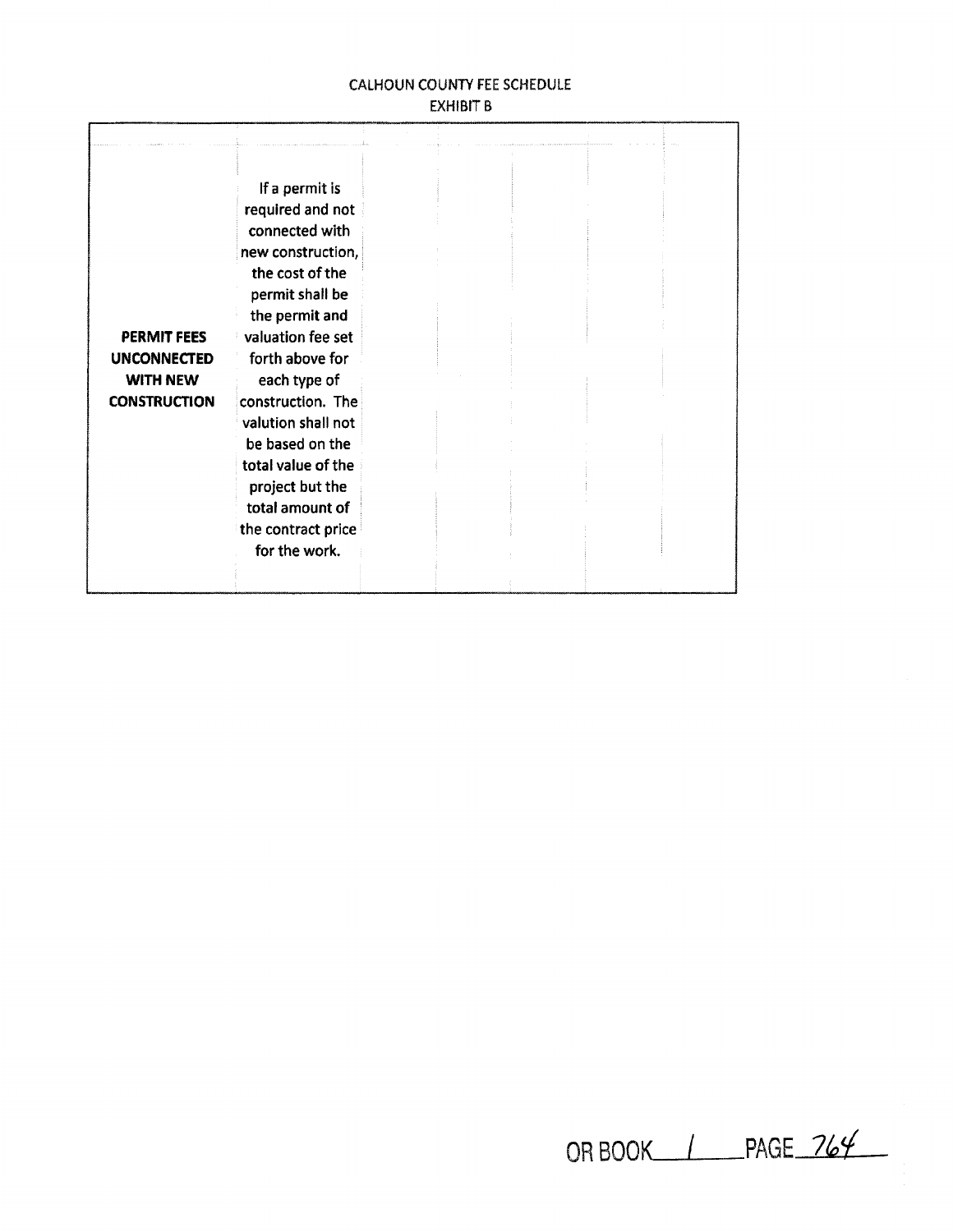CALHOUN COUNTY FEE SCHEDULE
EXHIBIT B

| | | | | | | |
|---|---|---|---|---|---|---|
| | | | | | | |
| **PERMIT FEES UNCONNECTED WITH NEW CONSTRUCTION** | If a permit is required and not connected with new construction, the cost of the permit shall be the permit and valuation fee set forth above for each type of construction. The valution shall not be based on the total value of the project but the total amount of the contract price for the work. | | | | | |

OR BOOK 1 PAGE 764